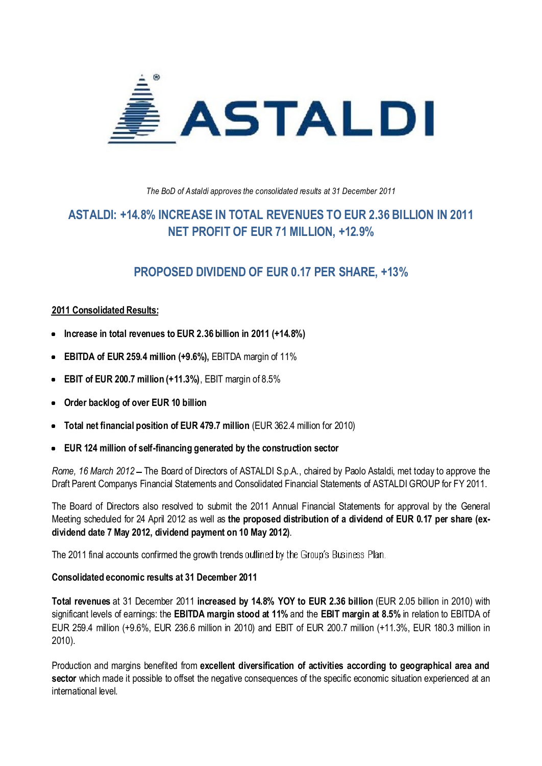*The BoD of Astaldi approves the consolidated results at 31 December 2011*

# ASTALDI: +14.8% INCREASE IN TOTAL REVENUES TO EUR 2.36 BILLION IN 2011 NET PROFIT OF EUR 71 MILLION, +12.9%

## PROPOSED DIVIDEND OF EUR 0.17 PER SHARE, +13%

**2011 Consolidated Results:**

- **Increase in total revenues to EUR 2.36 billion in 2011 (+14.8%)**
- **EBITDA of EUR 259.4 million (+9.6%),** EBITDA margin of 11%
- **EBIT of EUR 200.7 million (+11.3%)**, EBIT margin of 8.5%
- **Order backlog of over EUR 10 billion**
- **Total net financial position of EUR 479.7 million** (EUR 362.4 million for 2010)
- **EUR 124 million of self-financing generated by the construction sector**

*Rome, 16 March 2012* – The Board of Directors of ASTALDI S.p.A., chaired by Paolo Astaldi, met today to approve the Draft Parent Companys Financial Statements and Consolidated Financial Statements of ASTALDI GROUP for FY 2011.

The Board of Directors also resolved to submit the 2011 Annual Financial Statements for approval by the General Meeting scheduled for 24 April 2012 as well as **the proposed distribution of a dividend of EUR 0.17 per share (ex-dividend date 7 May 2012, dividend payment on 10 May 2012)**.

The 2011 final accounts confirmed the growth trends outlined by the Group's Business Plan.

**Consolidated economic results at 31 December 2011**

**Total revenues** at 31 December 2011 **increased by 14.8% YOY to EUR 2.36 billion** (EUR 2.05 billion in 2010) with significant levels of earnings: the **EBITDA margin stood at 11%** and the **EBIT margin at 8.5%** in relation to EBITDA of EUR 259.4 million (+9.6%, EUR 236.6 million in 2010) and EBIT of EUR 200.7 million (+11.3%, EUR 180.3 million in 2010).

Production and margins benefited from **excellent diversification of activities according to geographical area and sector** which made it possible to offset the negative consequences of the specific economic situation experienced at an international level.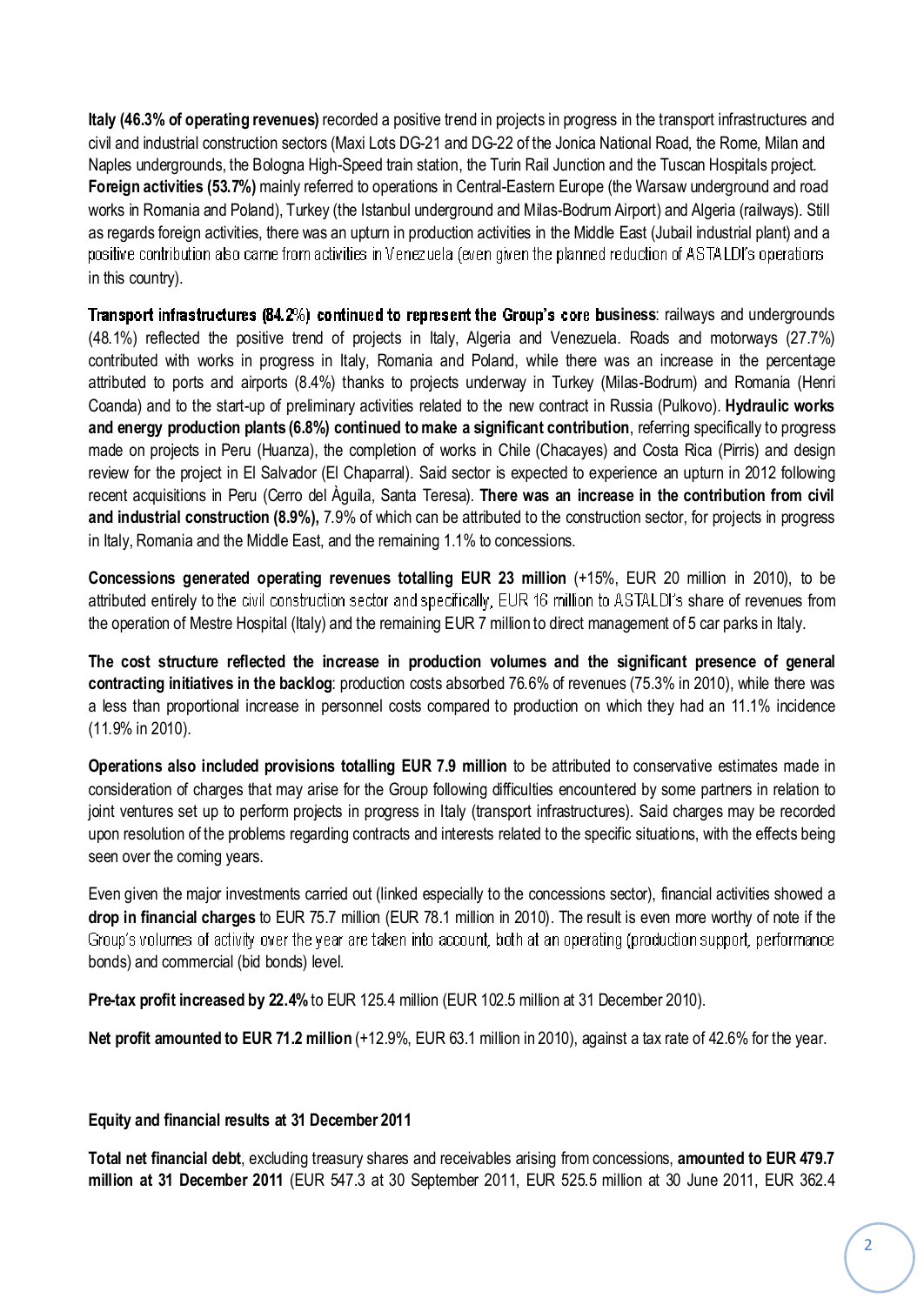**Italy (46.3% of operating revenues)** recorded a positive trend in projects in progress in the transport infrastructures and civil and industrial construction sectors (Maxi Lots DG-21 and DG-22 of the Jonica National Road, the Rome, Milan and Naples undergrounds, the Bologna High-Speed train station, the Turin Rail Junction and the Tuscan Hospitals project. **Foreign activities (53.7%)** mainly referred to operations in Central-Eastern Europe (the Warsaw underground and road works in Romania and Poland), Turkey (the Istanbul underground and Milas-Bodrum Airport) and Algeria (railways). Still as regards foreign activities, there was an upturn in production activities in the Middle East (Jubail industrial plant) and a positive contribution also came from activities in Venezuela (even given the planned reduction of ASTALDI's operations in this country).

**Transport infrastructures (84.2%) continued to represent the Group's core business**: railways and undergrounds (48.1%) reflected the positive trend of projects in Italy, Algeria and Venezuela. Roads and motorways (27.7%) contributed with works in progress in Italy, Romania and Poland, while there was an increase in the percentage attributed to ports and airports (8.4%) thanks to projects underway in Turkey (Milas-Bodrum) and Romania (Henri Coanda) and to the start-up of preliminary activities related to the new contract in Russia (Pulkovo). **Hydraulic works and energy production plants (6.8%) continued to make a significant contribution**, referring specifically to progress made on projects in Peru (Huanza), the completion of works in Chile (Chacayes) and Costa Rica (Pirris) and design review for the project in El Salvador (El Chaparral). Said sector is expected to experience an upturn in 2012 following recent acquisitions in Peru (Cerro del Àguila, Santa Teresa). **There was an increase in the contribution from civil and industrial construction (8.9%),** 7.9% of which can be attributed to the construction sector, for projects in progress in Italy, Romania and the Middle East, and the remaining 1.1% to concessions.

**Concessions generated operating revenues totalling EUR 23 million** (+15%, EUR 20 million in 2010), to be attributed entirely to the civil construction sector and specifically, EUR 16 million to ASTALDI's share of revenues from the operation of Mestre Hospital (Italy) and the remaining EUR 7 million to direct management of 5 car parks in Italy.

**The cost structure reflected the increase in production volumes and the significant presence of general contracting initiatives in the backlog**: production costs absorbed 76.6% of revenues (75.3% in 2010), while there was a less than proportional increase in personnel costs compared to production on which they had an 11.1% incidence (11.9% in 2010).

**Operations also included provisions totalling EUR 7.9 million** to be attributed to conservative estimates made in consideration of charges that may arise for the Group following difficulties encountered by some partners in relation to joint ventures set up to perform projects in progress in Italy (transport infrastructures). Said charges may be recorded upon resolution of the problems regarding contracts and interests related to the specific situations, with the effects being seen over the coming years.

Even given the major investments carried out (linked especially to the concessions sector), financial activities showed a **drop in financial charges** to EUR 75.7 million (EUR 78.1 million in 2010). The result is even more worthy of note if the Group's volumes of activity over the year are taken into account, both at an operating (production support, performance bonds) and commercial (bid bonds) level.

**Pre-tax profit increased by 22.4%** to EUR 125.4 million (EUR 102.5 million at 31 December 2010).

**Net profit amounted to EUR 71.2 million** (+12.9%, EUR 63.1 million in 2010), against a tax rate of 42.6% for the year.

**Equity and financial results at 31 December 2011**

**Total net financial debt**, excluding treasury shares and receivables arising from concessions, **amounted to EUR 479.7 million at 31 December 2011** (EUR 547.3 at 30 September 2011, EUR 525.5 million at 30 June 2011, EUR 362.4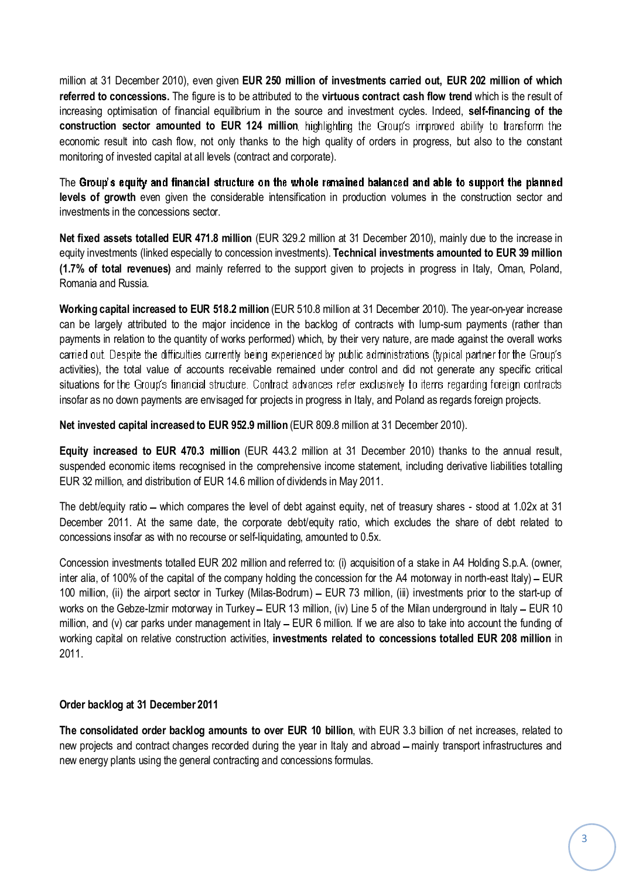million at 31 December 2010), even given **EUR 250 million of investments carried out, EUR 202 million of which referred to concessions.** The figure is to be attributed to the **virtuous contract cash flow trend** which is the result of increasing optimisation of financial equilibrium in the source and investment cycles. Indeed, **self-financing of the construction sector amounted to EUR 124 million**, highlighting the Group's improved ability to transform the economic result into cash flow, not only thanks to the high quality of orders in progress, but also to the constant monitoring of invested capital at all levels (contract and corporate).

The **Group's equity and financial structure on the whole remained balanced and able to support the planned levels of growth** even given the considerable intensification in production volumes in the construction sector and investments in the concessions sector.

**Net fixed assets totalled EUR 471.8 million** (EUR 329.2 million at 31 December 2010), mainly due to the increase in equity investments (linked especially to concession investments). **Technical investments amounted to EUR 39 million (1.7% of total revenues)** and mainly referred to the support given to projects in progress in Italy, Oman, Poland, Romania and Russia.

**Working capital increased to EUR 518.2 million** (EUR 510.8 million at 31 December 2010). The year-on-year increase can be largely attributed to the major incidence in the backlog of contracts with lump-sum payments (rather than payments in relation to the quantity of works performed) which, by their very nature, are made against the overall works carried out. Despite the difficulties currently being experienced by public administrations (typical partner for the Group's activities), the total value of accounts receivable remained under control and did not generate any specific critical situations for the Group's financial structure. Contract advances refer exclusively to items regarding foreign contracts insofar as no down payments are envisaged for projects in progress in Italy, and Poland as regards foreign projects.

**Net invested capital increased to EUR 952.9 million** (EUR 809.8 million at 31 December 2010).

**Equity increased to EUR 470.3 million** (EUR 443.2 million at 31 December 2010) thanks to the annual result, suspended economic items recognised in the comprehensive income statement, including derivative liabilities totalling EUR 32 million, and distribution of EUR 14.6 million of dividends in May 2011.

The debt/equity ratio – which compares the level of debt against equity, net of treasury shares - stood at 1.02x at 31 December 2011. At the same date, the corporate debt/equity ratio, which excludes the share of debt related to concessions insofar as with no recourse or self-liquidating, amounted to 0.5x.

Concession investments totalled EUR 202 million and referred to: (i) acquisition of a stake in A4 Holding S.p.A. (owner, inter alia, of 100% of the capital of the company holding the concession for the A4 motorway in north-east Italy) – EUR 100 million, (ii) the airport sector in Turkey (Milas-Bodrum) – EUR 73 million, (iii) investments prior to the start-up of works on the Gebze-Izmir motorway in Turkey – EUR 13 million, (iv) Line 5 of the Milan underground in Italy – EUR 10 million, and (v) car parks under management in Italy – EUR 6 million. If we are also to take into account the funding of working capital on relative construction activities, **investments related to concessions totalled EUR 208 million** in 2011.

**Order backlog at 31 December 2011**

**The consolidated order backlog amounts to over EUR 10 billion**, with EUR 3.3 billion of net increases, related to new projects and contract changes recorded during the year in Italy and abroad – mainly transport infrastructures and new energy plants using the general contracting and concessions formulas.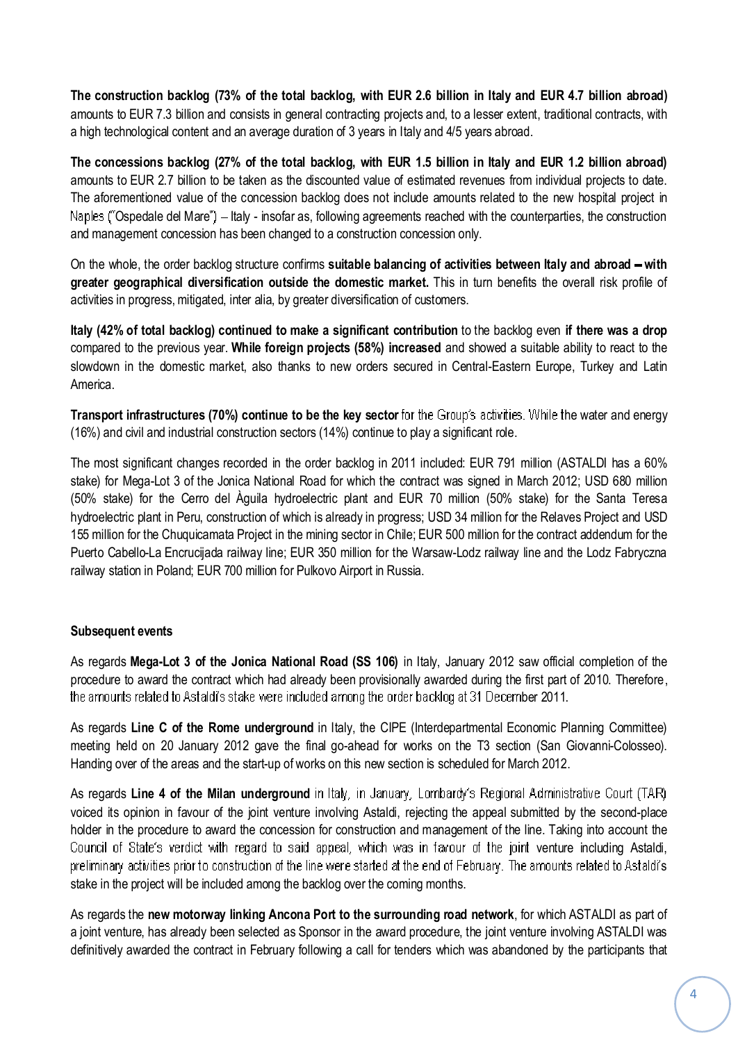**The construction backlog (73% of the total backlog, with EUR 2.6 billion in Italy and EUR 4.7 billion abroad)** amounts to EUR 7.3 billion and consists in general contracting projects and, to a lesser extent, traditional contracts, with a high technological content and an average duration of 3 years in Italy and 4/5 years abroad.

**The concessions backlog (27% of the total backlog, with EUR 1.5 billion in Italy and EUR 1.2 billion abroad)** amounts to EUR 2.7 billion to be taken as the discounted value of estimated revenues from individual projects to date. The aforementioned value of the concession backlog does not include amounts related to the new hospital project in Naples ("Ospedale del Mare") – Italy - insofar as, following agreements reached with the counterparties, the construction and management concession has been changed to a construction concession only.

On the whole, the order backlog structure confirms **suitable balancing of activities between Italy and abroad – with greater geographical diversification outside the domestic market.** This in turn benefits the overall risk profile of activities in progress, mitigated, inter alia, by greater diversification of customers.

**Italy (42% of total backlog) continued to make a significant contribution** to the backlog even **if there was a drop** compared to the previous year. **While foreign projects (58%) increased** and showed a suitable ability to react to the slowdown in the domestic market, also thanks to new orders secured in Central-Eastern Europe, Turkey and Latin America.

**Transport infrastructures (70%) continue to be the key sector** for the Group's activities. While the water and energy (16%) and civil and industrial construction sectors (14%) continue to play a significant role.

The most significant changes recorded in the order backlog in 2011 included: EUR 791 million (ASTALDI has a 60% stake) for Mega-Lot 3 of the Jonica National Road for which the contract was signed in March 2012; USD 680 million (50% stake) for the Cerro del Àguila hydroelectric plant and EUR 70 million (50% stake) for the Santa Teresa hydroelectric plant in Peru, construction of which is already in progress; USD 34 million for the Relaves Project and USD 155 million for the Chuquicamata Project in the mining sector in Chile; EUR 500 million for the contract addendum for the Puerto Cabello-La Encrucijada railway line; EUR 350 million for the Warsaw-Lodz railway line and the Lodz Fabryczna railway station in Poland; EUR 700 million for Pulkovo Airport in Russia.

**Subsequent events**

As regards **Mega-Lot 3 of the Jonica National Road (SS 106)** in Italy, January 2012 saw official completion of the procedure to award the contract which had already been provisionally awarded during the first part of 2010. Therefore, the amounts related to Astaldi's stake were included among the order backlog at 31 December 2011.

As regards **Line C of the Rome underground** in Italy, the CIPE (Interdepartmental Economic Planning Committee) meeting held on 20 January 2012 gave the final go-ahead for works on the T3 section (San Giovanni-Colosseo). Handing over of the areas and the start-up of works on this new section is scheduled for March 2012.

As regards **Line 4 of the Milan underground** in Italy, in January, Lombardy's Regional Administrative Court (TAR) voiced its opinion in favour of the joint venture involving Astaldi, rejecting the appeal submitted by the second-place holder in the procedure to award the concession for construction and management of the line. Taking into account the Council of State's verdict with regard to said appeal, which was in favour of the joint venture including Astaldi, preliminary activities prior to construction of the line were started at the end of February. The amounts related to Astaldi's stake in the project will be included among the backlog over the coming months.

As regards the **new motorway linking Ancona Port to the surrounding road network**, for which ASTALDI as part of a joint venture, has already been selected as Sponsor in the award procedure, the joint venture involving ASTALDI was definitively awarded the contract in February following a call for tenders which was abandoned by the participants that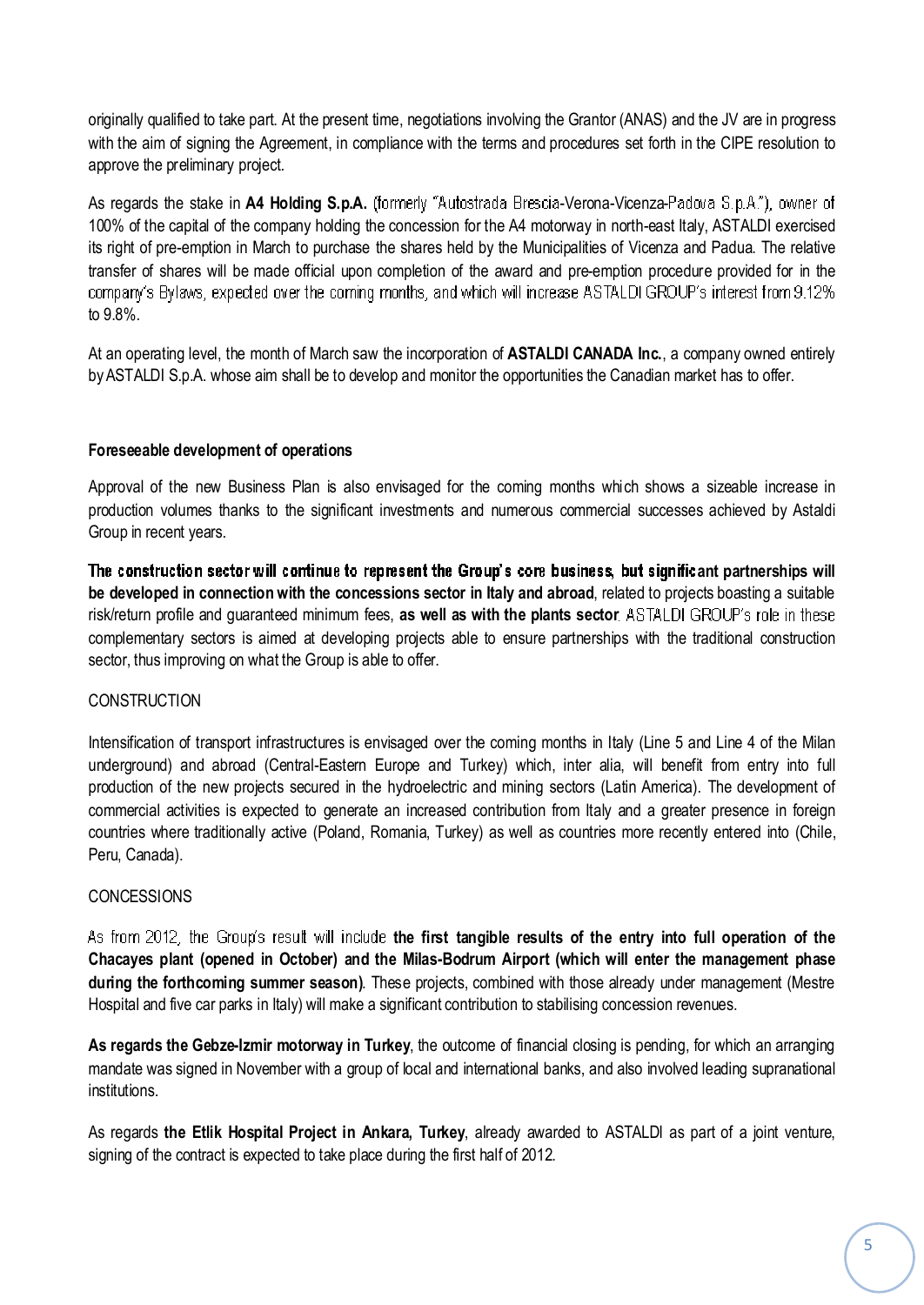originally qualified to take part. At the present time, negotiations involving the Grantor (ANAS) and the JV are in progress with the aim of signing the Agreement, in compliance with the terms and procedures set forth in the CIPE resolution to approve the preliminary project.

As regards the stake in **A4 Holding S.p.A.** (formerly "Autostrada Brescia-Verona-Vicenza-Padova S.p.A."), owner of 100% of the capital of the company holding the concession for the A4 motorway in north-east Italy, ASTALDI exercised its right of pre-emption in March to purchase the shares held by the Municipalities of Vicenza and Padua. The relative transfer of shares will be made official upon completion of the award and pre-emption procedure provided for in the company's Bylaws, expected over the coming months, and which will increase ASTALDI GROUP's interest from 9.12% to 9.8%.

At an operating level, the month of March saw the incorporation of **ASTALDI CANADA Inc.**, a company owned entirely by ASTALDI S.p.A. whose aim shall be to develop and monitor the opportunities the Canadian market has to offer.

**Foreseeable development of operations**

Approval of the new Business Plan is also envisaged for the coming months which shows a sizeable increase in production volumes thanks to the significant investments and numerous commercial successes achieved by Astaldi Group in recent years.

**The construction sector will continue to represent the Group's core business, but significant partnerships will be developed in connection with the concessions sector in Italy and abroad**, related to projects boasting a suitable risk/return profile and guaranteed minimum fees, **as well as with the plants sector**. ASTALDI GROUP's role in these complementary sectors is aimed at developing projects able to ensure partnerships with the traditional construction sector, thus improving on what the Group is able to offer.

CONSTRUCTION

Intensification of transport infrastructures is envisaged over the coming months in Italy (Line 5 and Line 4 of the Milan underground) and abroad (Central-Eastern Europe and Turkey) which, inter alia, will benefit from entry into full production of the new projects secured in the hydroelectric and mining sectors (Latin America). The development of commercial activities is expected to generate an increased contribution from Italy and a greater presence in foreign countries where traditionally active (Poland, Romania, Turkey) as well as countries more recently entered into (Chile, Peru, Canada).

CONCESSIONS

As from 2012, the Group's result will include **the first tangible results of the entry into full operation of the Chacayes plant (opened in October) and the Milas-Bodrum Airport (which will enter the management phase during the forthcoming summer season)**. These projects, combined with those already under management (Mestre Hospital and five car parks in Italy) will make a significant contribution to stabilising concession revenues.

**As regards the Gebze-Izmir motorway in Turkey**, the outcome of financial closing is pending, for which an arranging mandate was signed in November with a group of local and international banks, and also involved leading supranational institutions.

As regards **the Etlik Hospital Project in Ankara, Turkey**, already awarded to ASTALDI as part of a joint venture, signing of the contract is expected to take place during the first half of 2012.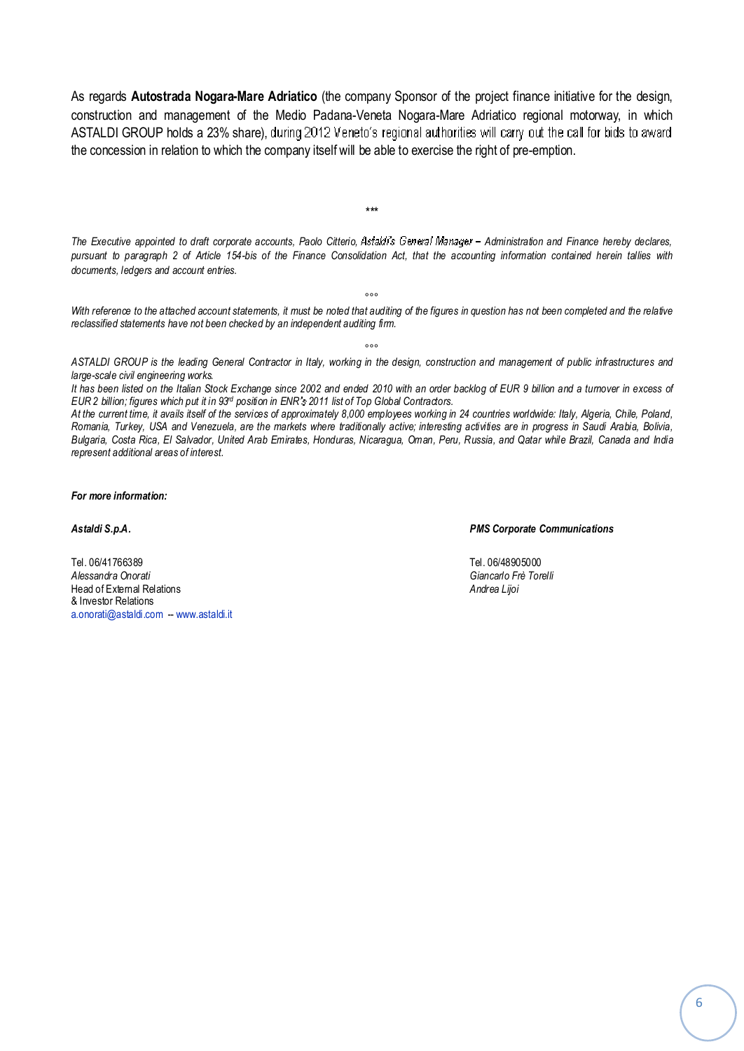As regards **Autostrada Nogara-Mare Adriatico** (the company Sponsor of the project finance initiative for the design, construction and management of the Medio Padana-Veneta Nogara-Mare Adriatico regional motorway, in which ASTALDI GROUP holds a 23% share), during 2012 Veneto's regional authorities will carry out the call for bids to award the concession in relation to which the company itself will be able to exercise the right of pre-emption.

***

*The Executive appointed to draft corporate accounts, Paolo Citterio, Astaldi's General Manager – Administration and Finance hereby declares, pursuant to paragraph 2 of Article 154-bis of the Finance Consolidation Act, that the accounting information contained herein tallies with documents, ledgers and account entries.*

°°°

*With reference to the attached account statements, it must be noted that auditing of the figures in question has not been completed and the relative reclassified statements have not been checked by an independent auditing firm.*

°°°

*ASTALDI GROUP is the leading General Contractor in Italy, working in the design, construction and management of public infrastructures and large-scale civil engineering works.*

*It has been listed on the Italian Stock Exchange since 2002 and ended 2010 with an order backlog of EUR 9 billion and a turnover in excess of EUR 2 billion; figures which put it in 93rd position in ENR's 2011 list of Top Global Contractors.*

*At the current time, it avails itself of the services of approximately 8,000 employees working in 24 countries worldwide: Italy, Algeria, Chile, Poland, Romania, Turkey, USA and Venezuela, are the markets where traditionally active; interesting activities are in progress in Saudi Arabia, Bolivia, Bulgaria, Costa Rica, El Salvador, United Arab Emirates, Honduras, Nicaragua, Oman, Peru, Russia, and Qatar while Brazil, Canada and India represent additional areas of interest.*

***For more information:***

***Astaldi S.p.A.***

Tel. 06/41766389
*Alessandra Onorati*
Head of External Relations
& Investor Relations
a.onorati@astaldi.com -- www.astaldi.it

***PMS Corporate Communications***

Tel. 06/48905000
*Giancarlo Frè Torelli*
*Andrea Lijoi*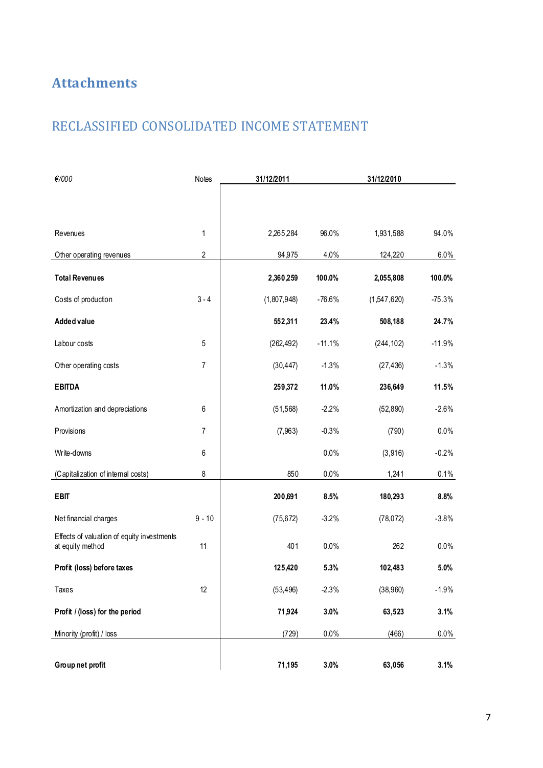# Attachments

## RECLASSIFIED CONSOLIDATED INCOME STATEMENT

| €/000 | Notes | 31/12/2011 | | 31/12/2010 | |
|---|---|---|---|---|---|
| Revenues | 1 | 2,265,284 | 96.0% | 1,931,588 | 94.0% |
| Other operating revenues | 2 | 94,975 | 4.0% | 124,220 | 6.0% |
| **Total Revenues** | | **2,360,259** | **100.0%** | **2,055,808** | **100.0%** |
| Costs of production | 3 - 4 | (1,807,948) | -76.6% | (1,547,620) | -75.3% |
| **Added value** | | **552,311** | **23.4%** | **508,188** | **24.7%** |
| Labour costs | 5 | (262,492) | -11.1% | (244,102) | -11.9% |
| Other operating costs | 7 | (30,447) | -1.3% | (27,436) | -1.3% |
| **EBITDA** | | **259,372** | **11.0%** | **236,649** | **11.5%** |
| Amortization and depreciations | 6 | (51,568) | -2.2% | (52,890) | -2.6% |
| Provisions | 7 | (7,963) | -0.3% | (790) | 0.0% |
| Write-downs | 6 | | 0.0% | (3,916) | -0.2% |
| (Capitalization of internal costs) | 8 | 850 | 0.0% | 1,241 | 0.1% |
| **EBIT** | | **200,691** | **8.5%** | **180,293** | **8.8%** |
| Net financial charges | 9 - 10 | (75,672) | -3.2% | (78,072) | -3.8% |
| Effects of valuation of equity investments at equity method | 11 | 401 | 0.0% | 262 | 0.0% |
| **Profit (loss) before taxes** | | **125,420** | **5.3%** | **102,483** | **5.0%** |
| Taxes | 12 | (53,496) | -2.3% | (38,960) | -1.9% |
| **Profit / (loss) for the period** | | **71,924** | **3.0%** | **63,523** | **3.1%** |
| Minority (profit) / loss | | (729) | 0.0% | (466) | 0.0% |
| **Group net profit** | | **71,195** | **3.0%** | **63,056** | **3.1%** |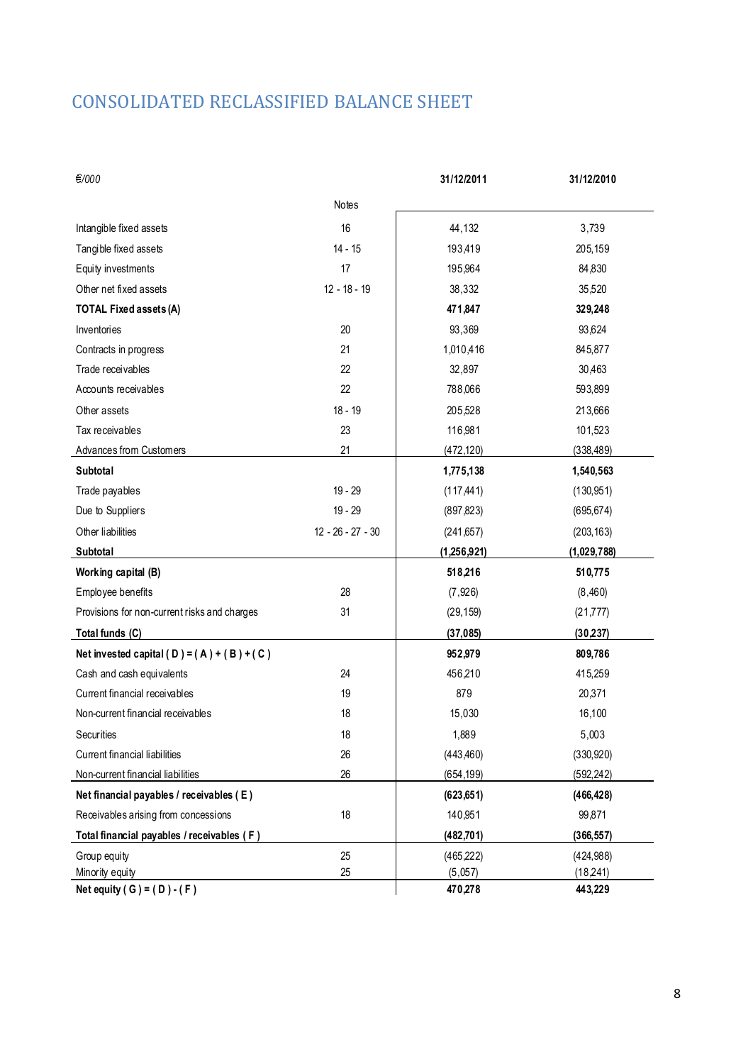## CONSOLIDATED RECLASSIFIED BALANCE SHEET

| €/000 | Notes | 31/12/2011 | 31/12/2010 |
|---|---|---|---|
| Intangible fixed assets | 16 | 44,132 | 3,739 |
| Tangible fixed assets | 14 - 15 | 193,419 | 205,159 |
| Equity investments | 17 | 195,964 | 84,830 |
| Other net fixed assets | 12 - 18 - 19 | 38,332 | 35,520 |
| **TOTAL Fixed assets (A)** | | **471,847** | **329,248** |
| Inventories | 20 | 93,369 | 93,624 |
| Contracts in progress | 21 | 1,010,416 | 845,877 |
| Trade receivables | 22 | 32,897 | 30,463 |
| Accounts receivables | 22 | 788,066 | 593,899 |
| Other assets | 18 - 19 | 205,528 | 213,666 |
| Tax receivables | 23 | 116,981 | 101,523 |
| Advances from Customers | 21 | (472,120) | (338,489) |
| **Subtotal** | | **1,775,138** | **1,540,563** |
| Trade payables | 19 - 29 | (117,441) | (130,951) |
| Due to Suppliers | 19 - 29 | (897,823) | (695,674) |
| Other liabilities | 12 - 26 - 27 - 30 | (241,657) | (203,163) |
| **Subtotal** | | **(1,256,921)** | **(1,029,788)** |
| **Working capital (B)** | | **518,216** | **510,775** |
| Employee benefits | 28 | (7,926) | (8,460) |
| Provisions for non-current risks and charges | 31 | (29,159) | (21,777) |
| **Total funds (C)** | | **(37,085)** | **(30,237)** |
| **Net invested capital ( D ) = ( A ) + ( B ) + ( C )** | | **952,979** | **809,786** |
| Cash and cash equivalents | 24 | 456,210 | 415,259 |
| Current financial receivables | 19 | 879 | 20,371 |
| Non-current financial receivables | 18 | 15,030 | 16,100 |
| Securities | 18 | 1,889 | 5,003 |
| Current financial liabilities | 26 | (443,460) | (330,920) |
| Non-current financial liabilities | 26 | (654,199) | (592,242) |
| **Net financial payables / receivables ( E )** | | **(623,651)** | **(466,428)** |
| Receivables arising from concessions | 18 | 140,951 | 99,871 |
| **Total financial payables / receivables ( F )** | | **(482,701)** | **(366,557)** |
| Group equity | 25 | (465,222) | (424,988) |
| Minority equity | 25 | (5,057) | (18,241) |
| **Net equity ( G ) = ( D ) - ( F )** | | **470,278** | **443,229** |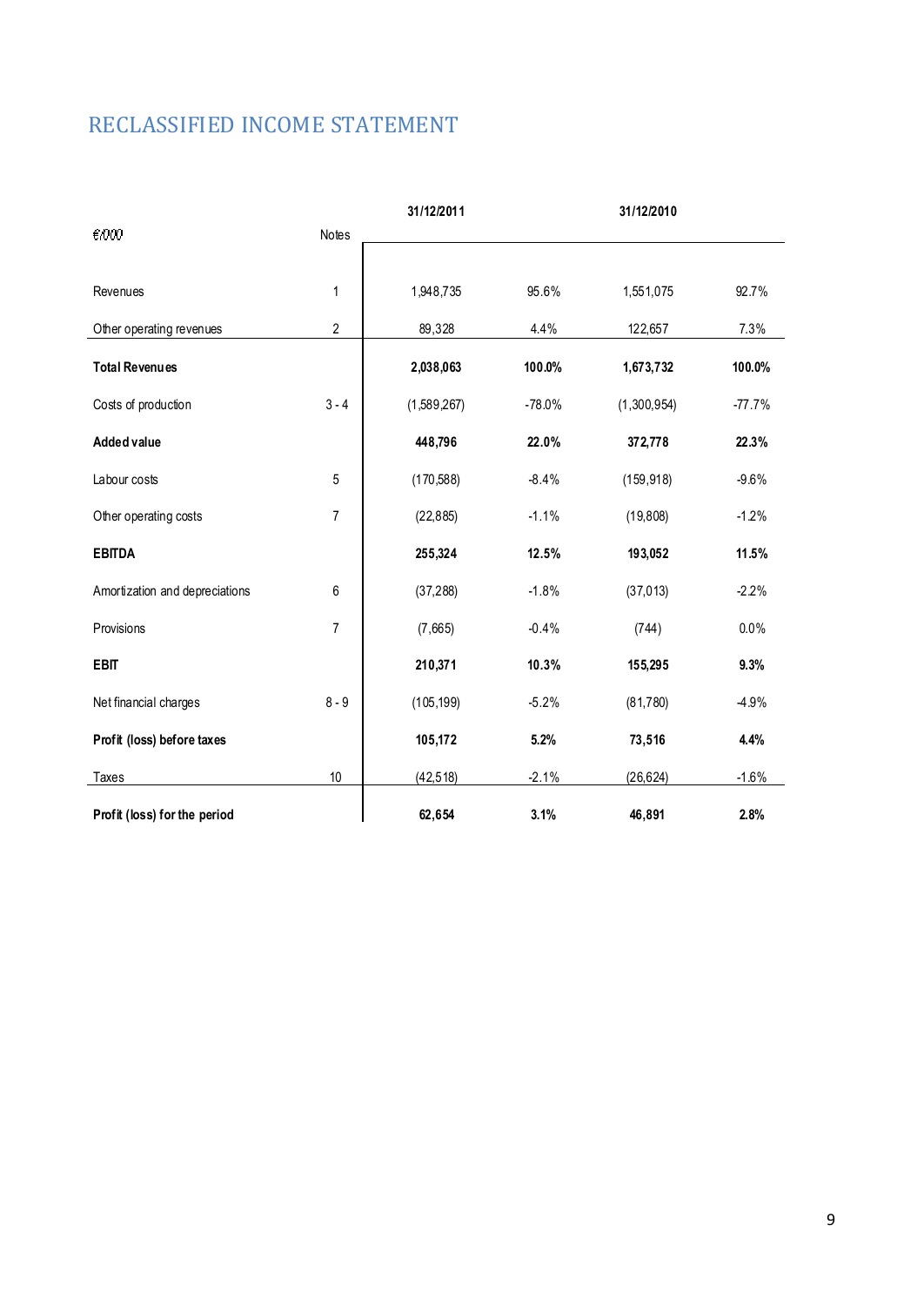## RECLASSIFIED INCOME STATEMENT

| €/000 | Notes | 31/12/2011 | | 31/12/2010 | |
|---|---|---|---|---|---|
| Revenues | 1 | 1,948,735 | 95.6% | 1,551,075 | 92.7% |
| Other operating revenues | 2 | 89,328 | 4.4% | 122,657 | 7.3% |
| **Total Revenues** | | **2,038,063** | **100.0%** | **1,673,732** | **100.0%** |
| Costs of production | 3 - 4 | (1,589,267) | -78.0% | (1,300,954) | -77.7% |
| **Added value** | | **448,796** | **22.0%** | **372,778** | **22.3%** |
| Labour costs | 5 | (170,588) | -8.4% | (159,918) | -9.6% |
| Other operating costs | 7 | (22,885) | -1.1% | (19,808) | -1.2% |
| **EBITDA** | | **255,324** | **12.5%** | **193,052** | **11.5%** |
| Amortization and depreciations | 6 | (37,288) | -1.8% | (37,013) | -2.2% |
| Provisions | 7 | (7,665) | -0.4% | (744) | 0.0% |
| **EBIT** | | **210,371** | **10.3%** | **155,295** | **9.3%** |
| Net financial charges | 8 - 9 | (105,199) | -5.2% | (81,780) | -4.9% |
| **Profit (loss) before taxes** | | **105,172** | **5.2%** | **73,516** | **4.4%** |
| Taxes | 10 | (42,518) | -2.1% | (26,624) | -1.6% |
| **Profit (loss) for the period** | | **62,654** | **3.1%** | **46,891** | **2.8%** |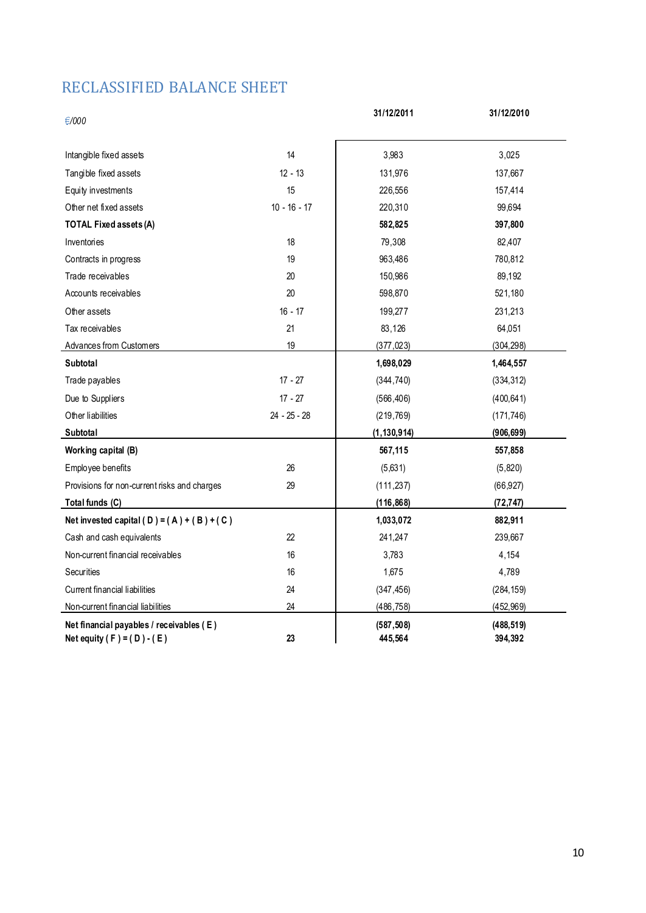# RECLASSIFIED BALANCE SHEET

| €/000 | | 31/12/2011 | 31/12/2010 |
|---|---|---|---|
| Intangible fixed assets | 14 | 3,983 | 3,025 |
| Tangible fixed assets | 12 - 13 | 131,976 | 137,667 |
| Equity investments | 15 | 226,556 | 157,414 |
| Other net fixed assets | 10 - 16 - 17 | 220,310 | 99,694 |
| **TOTAL Fixed assets (A)** | | **582,825** | **397,800** |
| Inventories | 18 | 79,308 | 82,407 |
| Contracts in progress | 19 | 963,486 | 780,812 |
| Trade receivables | 20 | 150,986 | 89,192 |
| Accounts receivables | 20 | 598,870 | 521,180 |
| Other assets | 16 - 17 | 199,277 | 231,213 |
| Tax receivables | 21 | 83,126 | 64,051 |
| Advances from Customers | 19 | (377,023) | (304,298) |
| **Subtotal** | | **1,698,029** | **1,464,557** |
| Trade payables | 17 - 27 | (344,740) | (334,312) |
| Due to Suppliers | 17 - 27 | (566,406) | (400,641) |
| Other liabilities | 24 - 25 - 28 | (219,769) | (171,746) |
| **Subtotal** | | **(1,130,914)** | **(906,699)** |
| **Working capital (B)** | | **567,115** | **557,858** |
| Employee benefits | 26 | (5,631) | (5,820) |
| Provisions for non-current risks and charges | 29 | (111,237) | (66,927) |
| **Total funds (C)** | | **(116,868)** | **(72,747)** |
| **Net invested capital ( D ) = ( A ) + ( B ) + ( C )** | | **1,033,072** | **882,911** |
| Cash and cash equivalents | 22 | 241,247 | 239,667 |
| Non-current financial receivables | 16 | 3,783 | 4,154 |
| Securities | 16 | 1,675 | 4,789 |
| Current financial liabilities | 24 | (347,456) | (284,159) |
| Non-current financial liabilities | 24 | (486,758) | (452,969) |
| **Net financial payables / receivables ( E )** | | **(587,508)** | **(488,519)** |
| **Net equity ( F ) = ( D ) - ( E )** | **23** | **445,564** | **394,392** |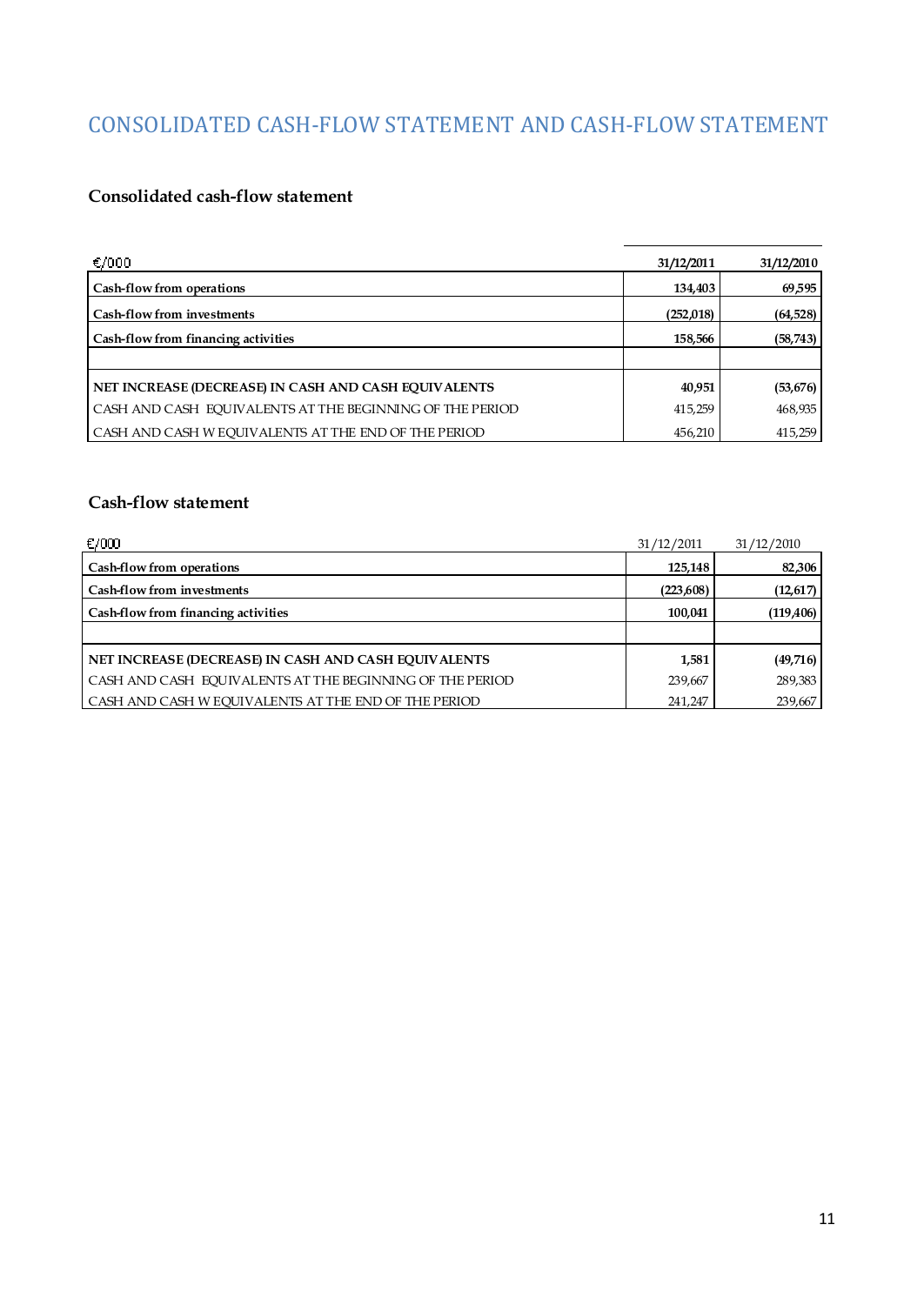## CONSOLIDATED CASH-FLOW STATEMENT AND CASH-FLOW STATEMENT

### Consolidated cash-flow statement

| €/000 | 31/12/2011 | 31/12/2010 |
|---|---|---|
| **Cash-flow from operations** | **134,403** | **69,595** |
| **Cash-flow from investments** | **(252,018)** | **(64,528)** |
| **Cash-flow from financing activities** | **158,566** | **(58,743)** |
| | | |
| **NET INCREASE (DECREASE) IN CASH AND CASH EQUIVALENTS** | **40,951** | **(53,676)** |
| CASH AND CASH EQUIVALENTS AT THE BEGINNING OF THE PERIOD | 415,259 | 468,935 |
| CASH AND CASH W EQUIVALENTS AT THE END OF THE PERIOD | 456,210 | 415,259 |

### Cash-flow statement

| €/000 | 31/12/2011 | 31/12/2010 |
|---|---|---|
| **Cash-flow from operations** | **125,148** | **82,306** |
| **Cash-flow from investments** | **(223,608)** | **(12,617)** |
| **Cash-flow from financing activities** | **100,041** | **(119,406)** |
| | | |
| **NET INCREASE (DECREASE) IN CASH AND CASH EQUIVALENTS** | **1,581** | **(49,716)** |
| CASH AND CASH EQUIVALENTS AT THE BEGINNING OF THE PERIOD | 239,667 | 289,383 |
| CASH AND CASH W EQUIVALENTS AT THE END OF THE PERIOD | 241,247 | 239,667 |